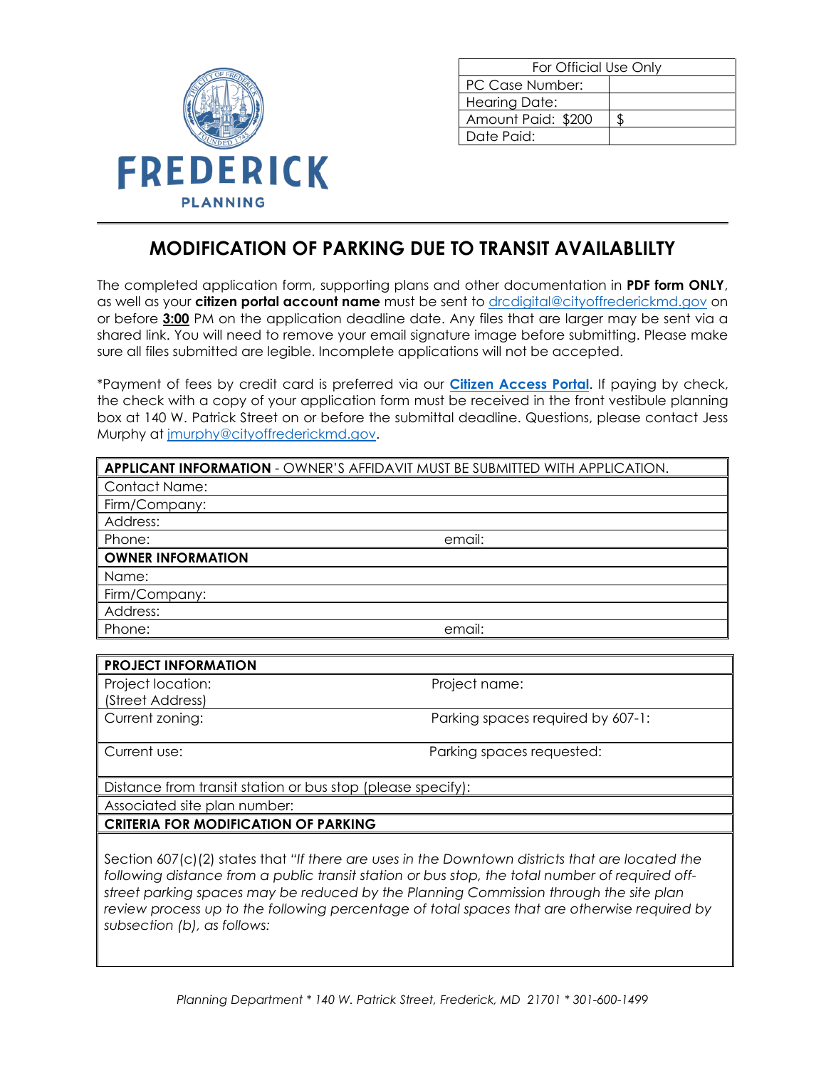FREDERICK

PLANNING

| For Official Use Only | |
|---|---|
| PC Case Number: | |
| Hearing Date: | |
| Amount Paid: $200 | $ |
| Date Paid: | |

# MODIFICATION OF PARKING DUE TO TRANSIT AVAILABLILTY

The completed application form, supporting plans and other documentation in **PDF form ONLY**, as well as your **citizen portal account name** must be sent to drcdigital@cityoffrederickmd.gov on or before **3:00** PM on the application deadline date. Any files that are larger may be sent via a shared link. You will need to remove your email signature image before submitting. Please make sure all files submitted are legible. Incomplete applications will not be accepted.

*Payment of fees by credit card is preferred via our **Citizen Access Portal**. If paying by check, the check with a copy of your application form must be received in the front vestibule planning box at 140 W. Patrick Street on or before the submittal deadline. Questions, please contact Jess Murphy at jmurphy@cityoffrederickmd.gov.

| **APPLICANT INFORMATION** - OWNER'S AFFIDAVIT MUST BE SUBMITTED WITH APPLICATION. | |
|---|---|
| Contact Name: | |
| Firm/Company: | |
| Address: | |
| Phone: | email: |
| **OWNER INFORMATION** | |
| Name: | |
| Firm/Company: | |
| Address: | |
| Phone: | email: |

| **PROJECT INFORMATION** | |
|---|---|
| Project location: (Street Address) | Project name: |
| Current zoning: | Parking spaces required by 607-1: |
| Current use: | Parking spaces requested: |
| Distance from transit station or bus stop (please specify): | |
| Associated site plan number: | |
| **CRITERIA FOR MODIFICATION OF PARKING** | |

Section 607(c)(2) states that *"If there are uses in the Downtown districts that are located the following distance from a public transit station or bus stop, the total number of required off-street parking spaces may be reduced by the Planning Commission through the site plan review process up to the following percentage of total spaces that are otherwise required by subsection (b), as follows:*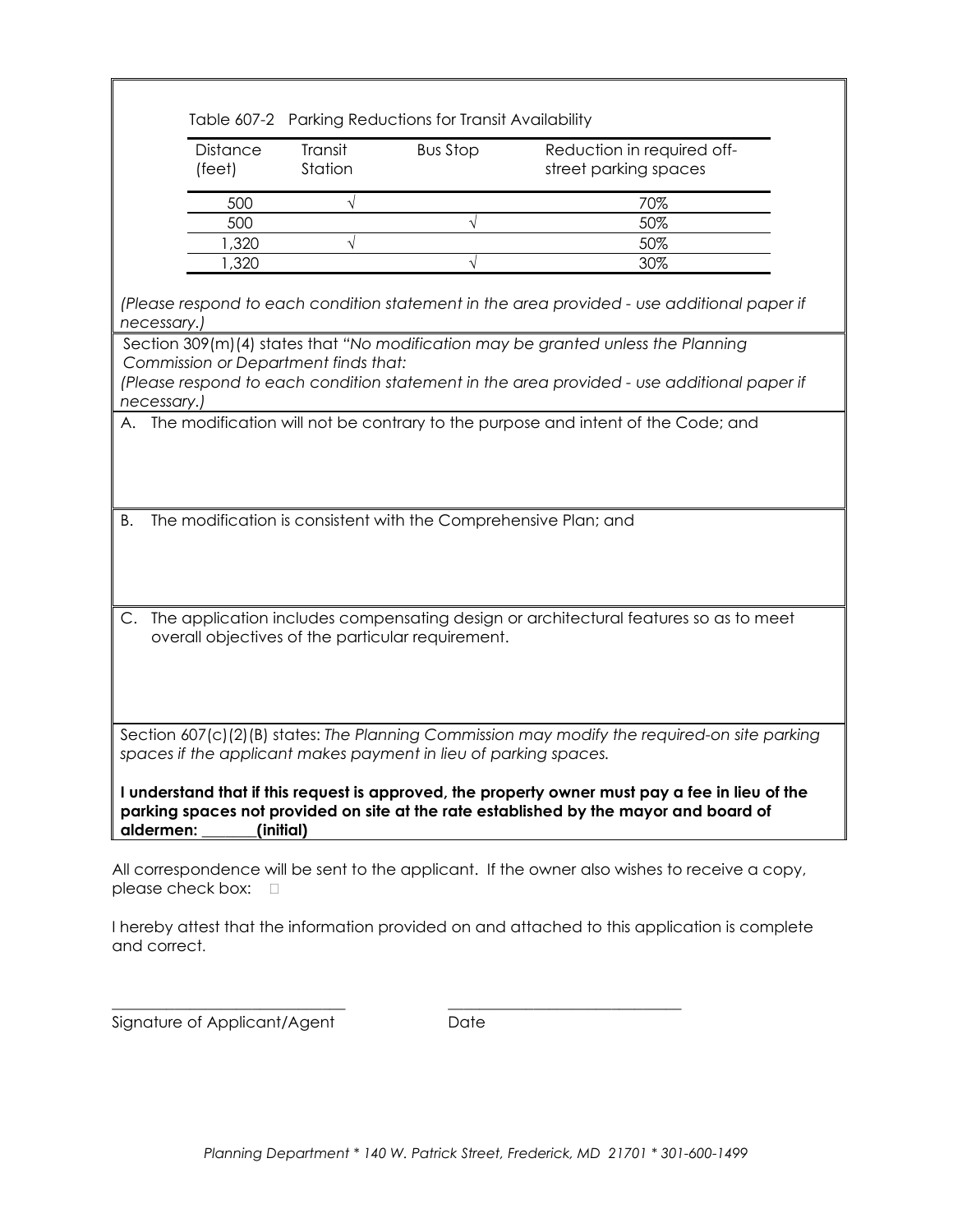Table 607-2 Parking Reductions for Transit Availability

| Distance (feet) | Transit Station | Bus Stop | Reduction in required off-street parking spaces |
|---|---|---|---|
| 500 | √ | | 70% |
| 500 | | √ | 50% |
| 1,320 | √ | | 50% |
| 1,320 | | √ | 30% |

*(Please respond to each condition statement in the area provided - use additional paper if necessary.)*

Section 309(m)(4) states that *"No modification may be granted unless the Planning Commission or Department finds that:*

*(Please respond to each condition statement in the area provided - use additional paper if necessary.)*

A. The modification will not be contrary to the purpose and intent of the Code; and

B. The modification is consistent with the Comprehensive Plan; and

C. The application includes compensating design or architectural features so as to meet overall objectives of the particular requirement.

Section 607(c)(2)(B) states: *The Planning Commission may modify the required-on site parking spaces if the applicant makes payment in lieu of parking spaces.*

**I understand that if this request is approved, the property owner must pay a fee in lieu of the parking spaces not provided on site at the rate established by the mayor and board of aldermen: _______(initial)**

All correspondence will be sent to the applicant. If the owner also wishes to receive a copy, please check box: □

I hereby attest that the information provided on and attached to this application is complete and correct.

______________________________ ______________________________

Signature of Applicant/Agent Date

*Planning Department * 140 W. Patrick Street, Frederick, MD 21701 * 301-600-1499*